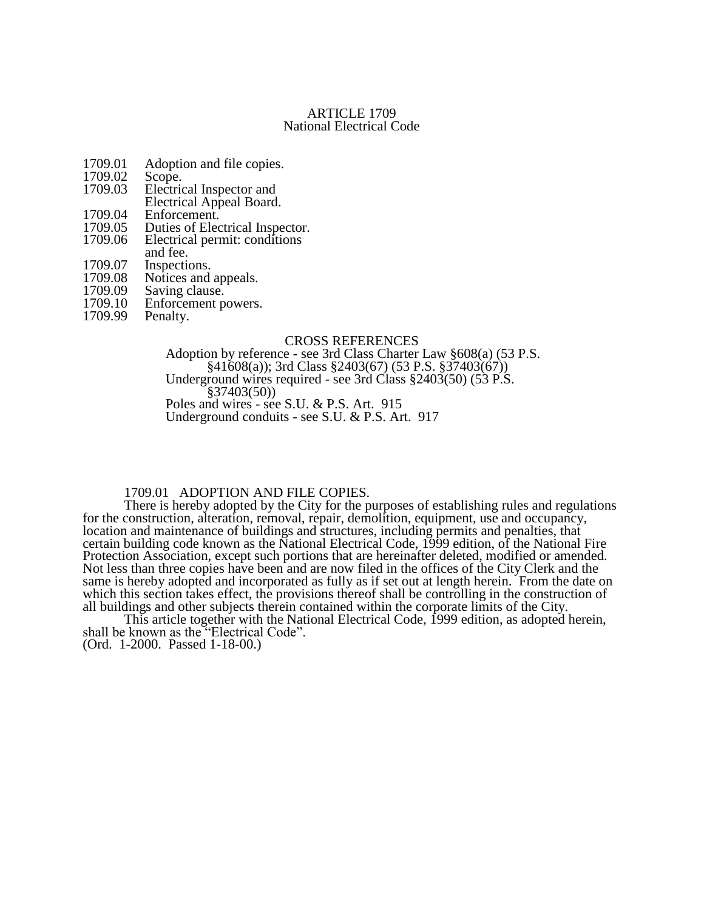# ARTICLE 1709
## National Electrical Code

1709.01 Adoption and file copies.
1709.02 Scope.
1709.03 Electrical Inspector and Electrical Appeal Board.
1709.04 Enforcement.
1709.05 Duties of Electrical Inspector.
1709.06 Electrical permit: conditions and fee.
1709.07 Inspections.
1709.08 Notices and appeals.
1709.09 Saving clause.
1709.10 Enforcement powers.
1709.99 Penalty.

### CROSS REFERENCES

Adoption by reference - see 3rd Class Charter Law §608(a) (53 P.S. §41608(a)); 3rd Class §2403(67) (53 P.S. §37403(67))
Underground wires required - see 3rd Class §2403(50) (53 P.S. §37403(50))
Poles and wires - see S.U. & P.S. Art. 915
Underground conduits - see S.U. & P.S. Art. 917

### 1709.01 ADOPTION AND FILE COPIES.

There is hereby adopted by the City for the purposes of establishing rules and regulations for the construction, alteration, removal, repair, demolition, equipment, use and occupancy, location and maintenance of buildings and structures, including permits and penalties, that certain building code known as the National Electrical Code, 1999 edition, of the National Fire Protection Association, except such portions that are hereinafter deleted, modified or amended. Not less than three copies have been and are now filed in the offices of the City Clerk and the same is hereby adopted and incorporated as fully as if set out at length herein. From the date on which this section takes effect, the provisions thereof shall be controlling in the construction of all buildings and other subjects therein contained within the corporate limits of the City.

This article together with the National Electrical Code, 1999 edition, as adopted herein, shall be known as the "Electrical Code".
(Ord. 1-2000. Passed 1-18-00.)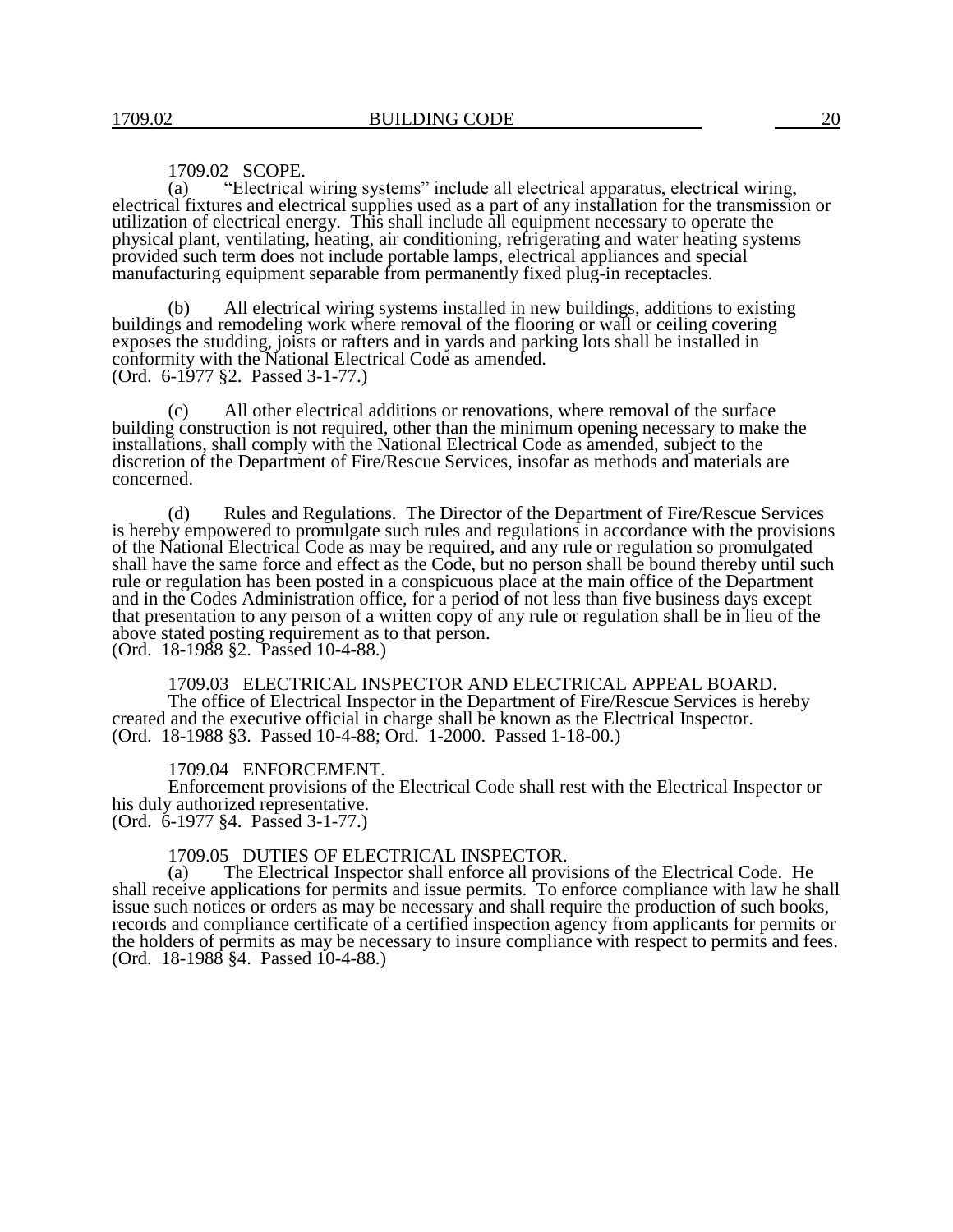1709.02 SCOPE.

(a) "Electrical wiring systems" include all electrical apparatus, electrical wiring, electrical fixtures and electrical supplies used as a part of any installation for the transmission or utilization of electrical energy. This shall include all equipment necessary to operate the physical plant, ventilating, heating, air conditioning, refrigerating and water heating systems provided such term does not include portable lamps, electrical appliances and special manufacturing equipment separable from permanently fixed plug-in receptacles.

(b) All electrical wiring systems installed in new buildings, additions to existing buildings and remodeling work where removal of the flooring or wall or ceiling covering exposes the studding, joists or rafters and in yards and parking lots shall be installed in conformity with the National Electrical Code as amended.
(Ord. 6-1977 §2. Passed 3-1-77.)

(c) All other electrical additions or renovations, where removal of the surface building construction is not required, other than the minimum opening necessary to make the installations, shall comply with the National Electrical Code as amended, subject to the discretion of the Department of Fire/Rescue Services, insofar as methods and materials are concerned.

(d) Rules and Regulations. The Director of the Department of Fire/Rescue Services is hereby empowered to promulgate such rules and regulations in accordance with the provisions of the National Electrical Code as may be required, and any rule or regulation so promulgated shall have the same force and effect as the Code, but no person shall be bound thereby until such rule or regulation has been posted in a conspicuous place at the main office of the Department and in the Codes Administration office, for a period of not less than five business days except that presentation to any person of a written copy of any rule or regulation shall be in lieu of the above stated posting requirement as to that person.
(Ord. 18-1988 §2. Passed 10-4-88.)

1709.03 ELECTRICAL INSPECTOR AND ELECTRICAL APPEAL BOARD.

The office of Electrical Inspector in the Department of Fire/Rescue Services is hereby created and the executive official in charge shall be known as the Electrical Inspector.
(Ord. 18-1988 §3. Passed 10-4-88; Ord. 1-2000. Passed 1-18-00.)

1709.04 ENFORCEMENT.

Enforcement provisions of the Electrical Code shall rest with the Electrical Inspector or his duly authorized representative.
(Ord. 6-1977 §4. Passed 3-1-77.)

1709.05 DUTIES OF ELECTRICAL INSPECTOR.

(a) The Electrical Inspector shall enforce all provisions of the Electrical Code. He shall receive applications for permits and issue permits. To enforce compliance with law he shall issue such notices or orders as may be necessary and shall require the production of such books, records and compliance certificate of a certified inspection agency from applicants for permits or the holders of permits as may be necessary to insure compliance with respect to permits and fees.
(Ord. 18-1988 §4. Passed 10-4-88.)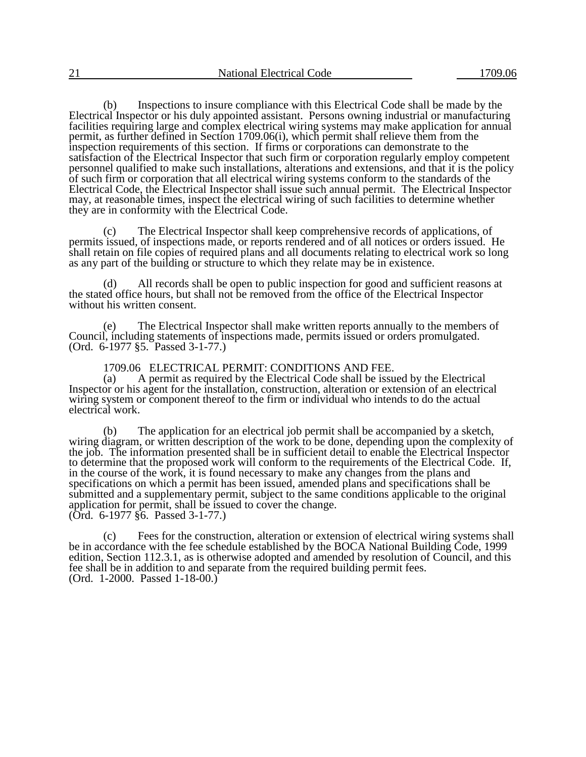(b) Inspections to insure compliance with this Electrical Code shall be made by the Electrical Inspector or his duly appointed assistant. Persons owning industrial or manufacturing facilities requiring large and complex electrical wiring systems may make application for annual permit, as further defined in Section 1709.06(i), which permit shall relieve them from the inspection requirements of this section. If firms or corporations can demonstrate to the satisfaction of the Electrical Inspector that such firm or corporation regularly employ competent personnel qualified to make such installations, alterations and extensions, and that it is the policy of such firm or corporation that all electrical wiring systems conform to the standards of the Electrical Code, the Electrical Inspector shall issue such annual permit. The Electrical Inspector may, at reasonable times, inspect the electrical wiring of such facilities to determine whether they are in conformity with the Electrical Code.

(c) The Electrical Inspector shall keep comprehensive records of applications, of permits issued, of inspections made, or reports rendered and of all notices or orders issued. He shall retain on file copies of required plans and all documents relating to electrical work so long as any part of the building or structure to which they relate may be in existence.

(d) All records shall be open to public inspection for good and sufficient reasons at the stated office hours, but shall not be removed from the office of the Electrical Inspector without his written consent.

(e) The Electrical Inspector shall make written reports annually to the members of Council, including statements of inspections made, permits issued or orders promulgated.
(Ord. 6-1977 §5. Passed 3-1-77.)

### 1709.06 ELECTRICAL PERMIT: CONDITIONS AND FEE.

(a) A permit as required by the Electrical Code shall be issued by the Electrical Inspector or his agent for the installation, construction, alteration or extension of an electrical wiring system or component thereof to the firm or individual who intends to do the actual electrical work.

(b) The application for an electrical job permit shall be accompanied by a sketch, wiring diagram, or written description of the work to be done, depending upon the complexity of the job. The information presented shall be in sufficient detail to enable the Electrical Inspector to determine that the proposed work will conform to the requirements of the Electrical Code. If, in the course of the work, it is found necessary to make any changes from the plans and specifications on which a permit has been issued, amended plans and specifications shall be submitted and a supplementary permit, subject to the same conditions applicable to the original application for permit, shall be issued to cover the change.
(Ord. 6-1977 §6. Passed 3-1-77.)

(c) Fees for the construction, alteration or extension of electrical wiring systems shall be in accordance with the fee schedule established by the BOCA National Building Code, 1999 edition, Section 112.3.1, as is otherwise adopted and amended by resolution of Council, and this fee shall be in addition to and separate from the required building permit fees.
(Ord. 1-2000. Passed 1-18-00.)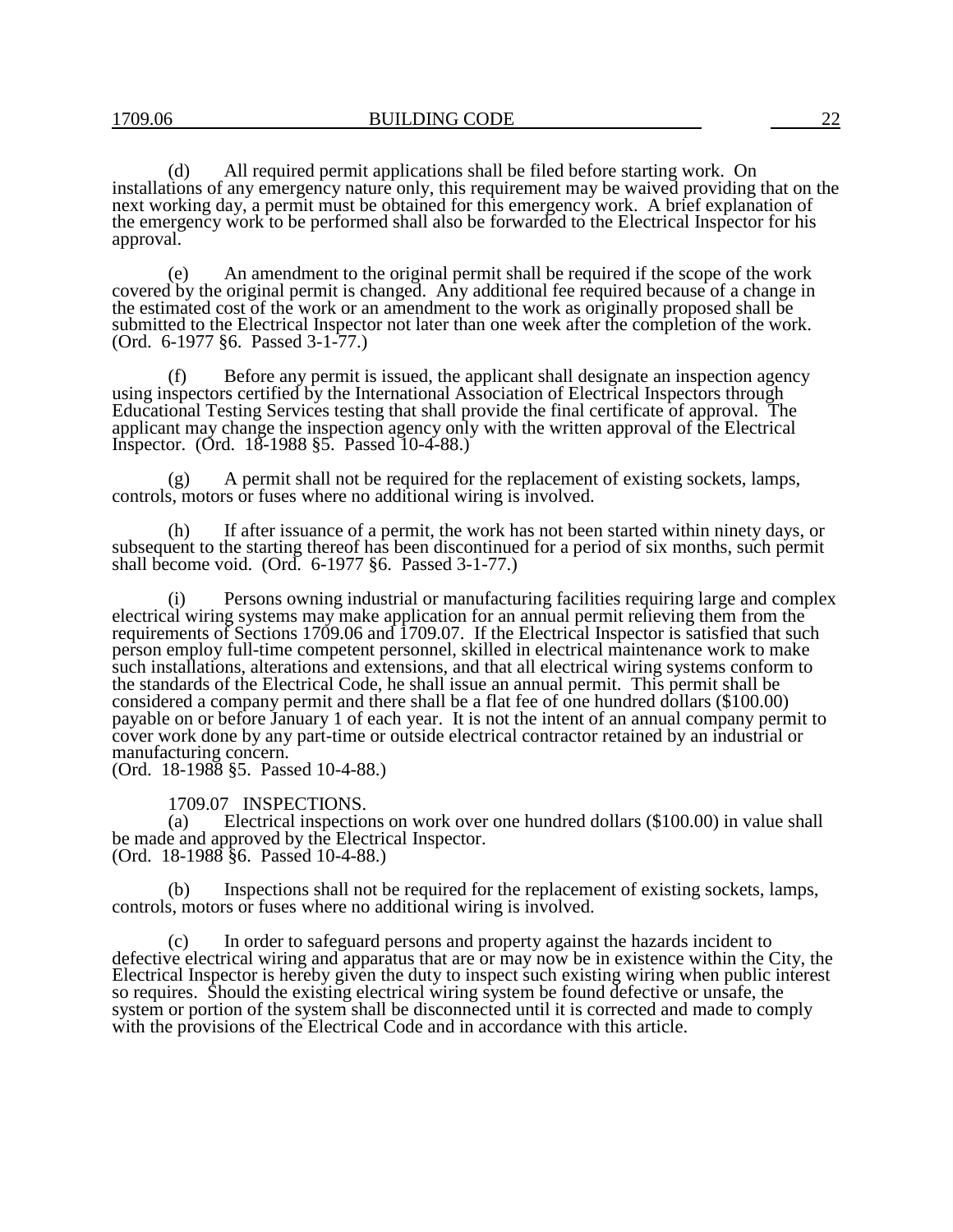(d) All required permit applications shall be filed before starting work. On installations of any emergency nature only, this requirement may be waived providing that on the next working day, a permit must be obtained for this emergency work. A brief explanation of the emergency work to be performed shall also be forwarded to the Electrical Inspector for his approval.

(e) An amendment to the original permit shall be required if the scope of the work covered by the original permit is changed. Any additional fee required because of a change in the estimated cost of the work or an amendment to the work as originally proposed shall be submitted to the Electrical Inspector not later than one week after the completion of the work. (Ord. 6-1977 §6. Passed 3-1-77.)

(f) Before any permit is issued, the applicant shall designate an inspection agency using inspectors certified by the International Association of Electrical Inspectors through Educational Testing Services testing that shall provide the final certificate of approval. The applicant may change the inspection agency only with the written approval of the Electrical Inspector. (Ord. 18-1988 §5. Passed 10-4-88.)

(g) A permit shall not be required for the replacement of existing sockets, lamps, controls, motors or fuses where no additional wiring is involved.

(h) If after issuance of a permit, the work has not been started within ninety days, or subsequent to the starting thereof has been discontinued for a period of six months, such permit shall become void. (Ord. 6-1977 §6. Passed 3-1-77.)

(i) Persons owning industrial or manufacturing facilities requiring large and complex electrical wiring systems may make application for an annual permit relieving them from the requirements of Sections 1709.06 and 1709.07. If the Electrical Inspector is satisfied that such person employ full-time competent personnel, skilled in electrical maintenance work to make such installations, alterations and extensions, and that all electrical wiring systems conform to the standards of the Electrical Code, he shall issue an annual permit. This permit shall be considered a company permit and there shall be a flat fee of one hundred dollars ($100.00) payable on or before January 1 of each year. It is not the intent of an annual company permit to cover work done by any part-time or outside electrical contractor retained by an industrial or manufacturing concern.
(Ord. 18-1988 §5. Passed 10-4-88.)

1709.07 INSPECTIONS.

(a) Electrical inspections on work over one hundred dollars ($100.00) in value shall be made and approved by the Electrical Inspector.
(Ord. 18-1988 §6. Passed 10-4-88.)

(b) Inspections shall not be required for the replacement of existing sockets, lamps, controls, motors or fuses where no additional wiring is involved.

(c) In order to safeguard persons and property against the hazards incident to defective electrical wiring and apparatus that are or may now be in existence within the City, the Electrical Inspector is hereby given the duty to inspect such existing wiring when public interest so requires. Should the existing electrical wiring system be found defective or unsafe, the system or portion of the system shall be disconnected until it is corrected and made to comply with the provisions of the Electrical Code and in accordance with this article.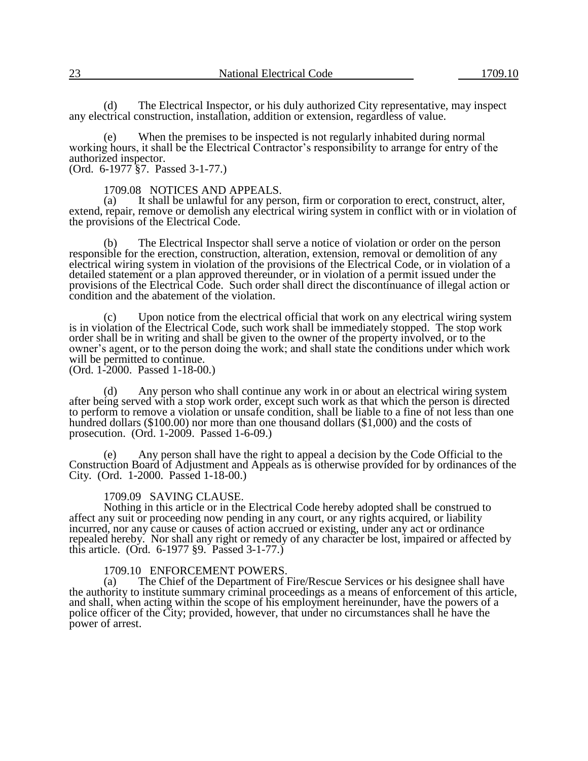(d) The Electrical Inspector, or his duly authorized City representative, may inspect any electrical construction, installation, addition or extension, regardless of value.

(e) When the premises to be inspected is not regularly inhabited during normal working hours, it shall be the Electrical Contractor's responsibility to arrange for entry of the authorized inspector.
(Ord. 6-1977 §7. Passed 3-1-77.)

### 1709.08 NOTICES AND APPEALS.

(a) It shall be unlawful for any person, firm or corporation to erect, construct, alter, extend, repair, remove or demolish any electrical wiring system in conflict with or in violation of the provisions of the Electrical Code.

(b) The Electrical Inspector shall serve a notice of violation or order on the person responsible for the erection, construction, alteration, extension, removal or demolition of any electrical wiring system in violation of the provisions of the Electrical Code, or in violation of a detailed statement or a plan approved thereunder, or in violation of a permit issued under the provisions of the Electrical Code. Such order shall direct the discontinuance of illegal action or condition and the abatement of the violation.

(c) Upon notice from the electrical official that work on any electrical wiring system is in violation of the Electrical Code, such work shall be immediately stopped. The stop work order shall be in writing and shall be given to the owner of the property involved, or to the owner's agent, or to the person doing the work; and shall state the conditions under which work will be permitted to continue.
(Ord. 1-2000. Passed 1-18-00.)

(d) Any person who shall continue any work in or about an electrical wiring system after being served with a stop work order, except such work as that which the person is directed to perform to remove a violation or unsafe condition, shall be liable to a fine of not less than one hundred dollars ($100.00) nor more than one thousand dollars ($1,000) and the costs of prosecution. (Ord. 1-2009. Passed 1-6-09.)

(e) Any person shall have the right to appeal a decision by the Code Official to the Construction Board of Adjustment and Appeals as is otherwise provided for by ordinances of the City. (Ord. 1-2000. Passed 1-18-00.)

### 1709.09 SAVING CLAUSE.

Nothing in this article or in the Electrical Code hereby adopted shall be construed to affect any suit or proceeding now pending in any court, or any rights acquired, or liability incurred, nor any cause or causes of action accrued or existing, under any act or ordinance repealed hereby. Nor shall any right or remedy of any character be lost, impaired or affected by this article. (Ord. 6-1977 §9. Passed 3-1-77.)

### 1709.10 ENFORCEMENT POWERS.

(a) The Chief of the Department of Fire/Rescue Services or his designee shall have the authority to institute summary criminal proceedings as a means of enforcement of this article, and shall, when acting within the scope of his employment hereinunder, have the powers of a police officer of the City; provided, however, that under no circumstances shall he have the power of arrest.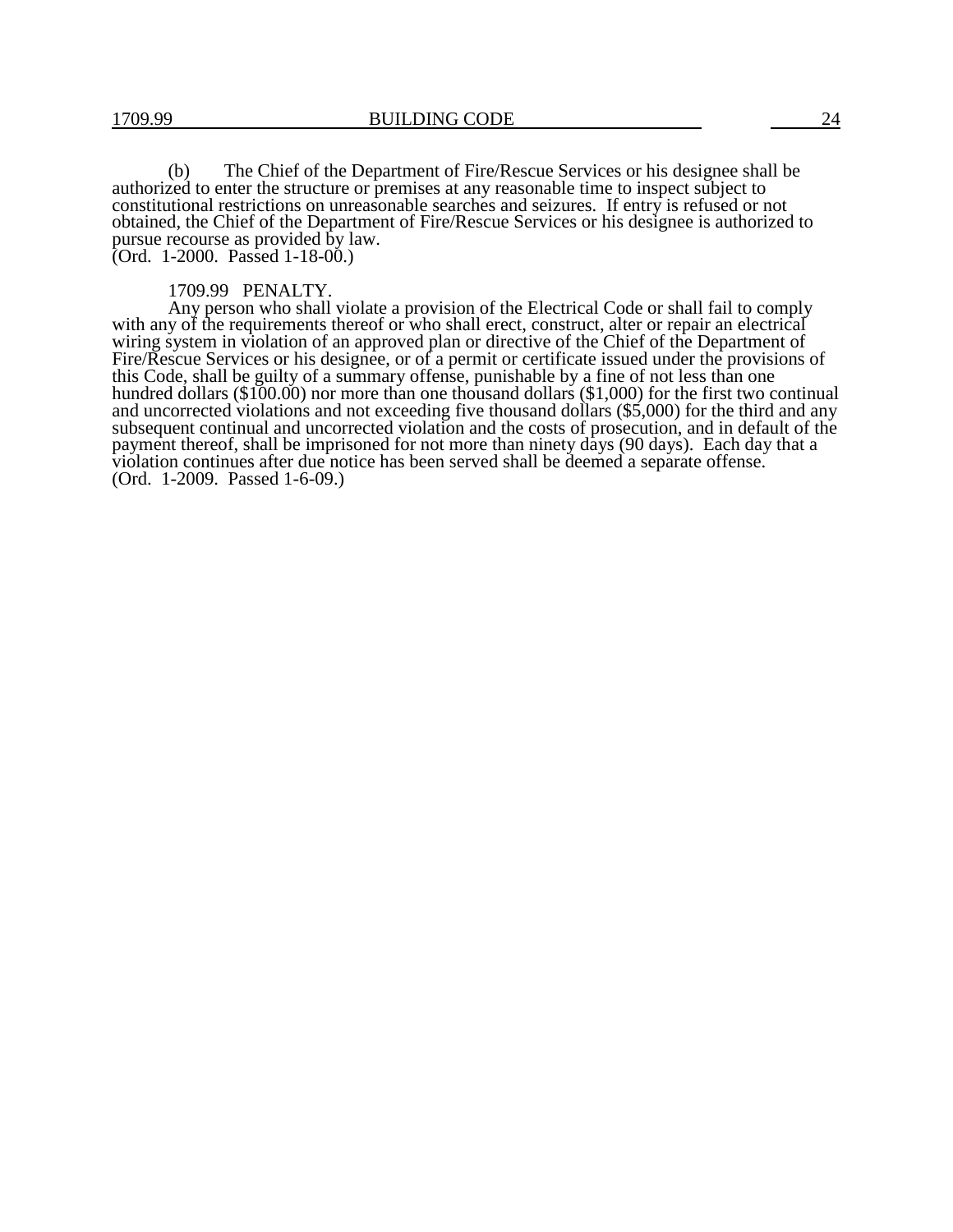(b) The Chief of the Department of Fire/Rescue Services or his designee shall be authorized to enter the structure or premises at any reasonable time to inspect subject to constitutional restrictions on unreasonable searches and seizures. If entry is refused or not obtained, the Chief of the Department of Fire/Rescue Services or his designee is authorized to pursue recourse as provided by law.
(Ord. 1-2000. Passed 1-18-00.)

1709.99 PENALTY.

Any person who shall violate a provision of the Electrical Code or shall fail to comply with any of the requirements thereof or who shall erect, construct, alter or repair an electrical wiring system in violation of an approved plan or directive of the Chief of the Department of Fire/Rescue Services or his designee, or of a permit or certificate issued under the provisions of this Code, shall be guilty of a summary offense, punishable by a fine of not less than one hundred dollars ($100.00) nor more than one thousand dollars ($1,000) for the first two continual and uncorrected violations and not exceeding five thousand dollars ($5,000) for the third and any subsequent continual and uncorrected violation and the costs of prosecution, and in default of the payment thereof, shall be imprisoned for not more than ninety days (90 days). Each day that a violation continues after due notice has been served shall be deemed a separate offense.
(Ord. 1-2009. Passed 1-6-09.)